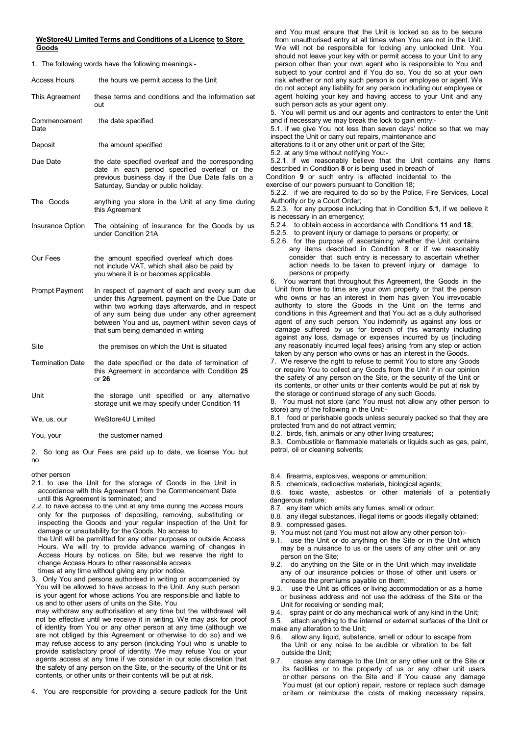**WeStore4U Limited Terms and Conditions of a Licence to Store Goods**

1. The following words have the following meanings:-

| | |
|---|---|
| Access Hours | the hours we permit access to the Unit |
| This Agreement | these terms and conditions and the information set out |
| Commencement Date | the date specified |
| Deposit | the amount specified |
| Due Date | the date specified overleaf and the corresponding date in each period specified overleaf or the previous business day if the Due Date falls on a Saturday, Sunday or public holiday. |
| The Goods | anything you store in the Unit at any time during this Agreement |
| Insurance Option | The obtaining of insurance for the Goods by us under Condition 21A |
| Our Fees | the amount specified overleaf which does not include VAT, which shall also be paid by you where it is or becomes applicable. |
| Prompt Payment | In respect of payment of each and every sum due under this Agreement, payment on the Due Date or within two working days afterwards, and in respect of any sum being due under any other agreement between You and us, payment within seven days of that sum being demanded in writing |
| Site | the premises on which the Unit is situated |
| Termination Date | the date specified or the date of termination of this Agreement in accordance with Condition **25** or **26** |
| Unit | the storage unit specified or any alternative storage unit we may specify under Condition **11** |
| We, us, our | WeStore4U Limited |
| You, your | the customer named |

2. So long as Our Fees are paid up to date, we license You but no other person

2.1. to use the Unit for the storage of Goods in the Unit in accordance with this Agreement from the Commencement Date until this Agreement is terminated; and

2.2. to have access to the Unit at any time during the Access Hours only for the purposes of depositing, removing, substituting or inspecting the Goods and your regular inspection of the Unit for damage or unsuitability for the Goods. No access to the Unit will be permitted for any other purposes or outside Access Hours. We will try to provide advance warning of changes in Access Hours by notices on Site, but we reserve the right to change Access Hours to other reasonable access times at any time without giving any prior notice.

3. Only You and persons authorised in writing or accompanied by You will be allowed to have access to the Unit. Any such person is your agent for whose actions You are responsible and liable to us and to other users of units on the Site. You may withdraw any authorisation at any time but the withdrawal will not be effective until we receive it in writing. We may ask for proof of identity from You or any other person at any time (although we are not obliged by this Agreement or otherwise to do so) and we may refuse access to any person (including You) who is unable to provide satisfactory proof of identity. We may refuse You or your agents access at any time if we consider in our sole discretion that the safety of any person on the Site, or the security of the Unit or its contents, or other units or their contents will be put at risk.

4. You are responsible for providing a secure padlock for the Unit and You must ensure that the Unit is locked so as to be secure from unauthorised entry at all times when You are not in the Unit. We will not be responsible for locking any unlocked Unit. You should not leave your key with or permit access to your Unit to any person other than your own agent who is responsible to You and subject to your control and if You do so, You do so at your own risk whether or not any such person is our employee or agent. We do not accept any liability for any person including our employee or agent holding your key and having access to your Unit and any such person acts as your agent only.

5. You will permit us and our agents and contractors to enter the Unit and if necessary we may break the lock to gain entry:-

5.1. if we give You not less than seven days' notice so that we may inspect the Unit or carry out repairs, maintenance and alterations to it or any other unit or part of the Site;

5.2. at any time without notifying You:-

5.2.1. if we reasonably believe that the Unit contains any items described in Condition **8** or is being used in breach of Condition **9** or such entry is effected incidental to the exercise of our powers pursuant to Condition 18;

5.2.2. if we are required to do so by the Police, Fire Services, Local Authority or by a Court Order;

5.2.3. for any purpose including that in Condition **5.1**, if we believe it is necessary in an emergency;

5.2.4. to obtain access in accordance with Conditions **11** and **18**;

5.2.5. to prevent injury or damage to persons or property; or

5.2.6. for the purpose of ascertaining whether the Unit contains any items described in Condition 8 or if we reasonably consider that such entry is necessary to ascertain whether action needs to be taken to prevent injury or damage to persons or property.

6. You warrant that throughout this Agreement, the Goods in the Unit from time to time are your own property or that the person who owns or has an interest in them has given You irrevocable authority to store the Goods in the Unit on the terms and conditions in this Agreement and that You act as a duly authorised agent of any such person. You indemnify us against any loss or damage suffered by us for breach of this warranty including against any loss, damage or expenses incurred by us (including any reasonably incurred legal fees) arising from any step or action taken by any person who owns or has an interest in the Goods.

7. We reserve the right to refuse to permit You to store any Goods or require You to collect any Goods from the Unit if in our opinion the safety of any person on the Site, or the security of the Unit or its contents, or other units or their contents would be put at risk by the storage or continued storage of any such Goods.

8. You must not store (and You must not allow any other person to store) any of the following in the Unit:-

8.1 food or perishable goods unless securely packed so that they are protected from and do not attract vermin;

8.2. birds, fish, animals or any other living creatures;

8.3. Combustible or flammable materials or liquids such as gas, paint, petrol, oil or cleaning solvents;

8.4. firearms, explosives, weapons or ammunition;

8.5. chemicals, radioactive materials, biological agents;

8.6. toxic waste, asbestos or other materials of a potentially dangerous nature;

8.7. any item which emits any fumes, smell or odour;

8.8. any illegal substances, illegal items or goods illegally obtained;

8.9. compressed gases.

9. You must not (and You must not allow any other person to):-

9.1. use the Unit or do anything on the Site or in the Unit which may be a nuisance to us or the users of any other unit or any person on the Site;

9.2. do anything on the Site or in the Unit which may invalidate any of our insurance policies or those of other unit users or increase the premiums payable on them;

9.3. use the Unit as offices or living accommodation or as a home or business address and not use the address of the Site or the Unit for receiving or sending mail;

9.4. spray paint or do any mechanical work of any kind in the Unit;

9.5. attach anything to the internal or external surfaces of the Unit or make any alteration to the Unit;

9.6. allow any liquid, substance, smell or odour to escape from the Unit or any noise to be audible or vibration to be felt outside the Unit;

9.7. cause any damage to the Unit or any other unit or the Site or its facilities or to the property of us or any other unit users or other persons on the Site and if You cause any damage You must (at our option) repair, restore or replace such damage or item or reimburse the costs of making necessary repairs,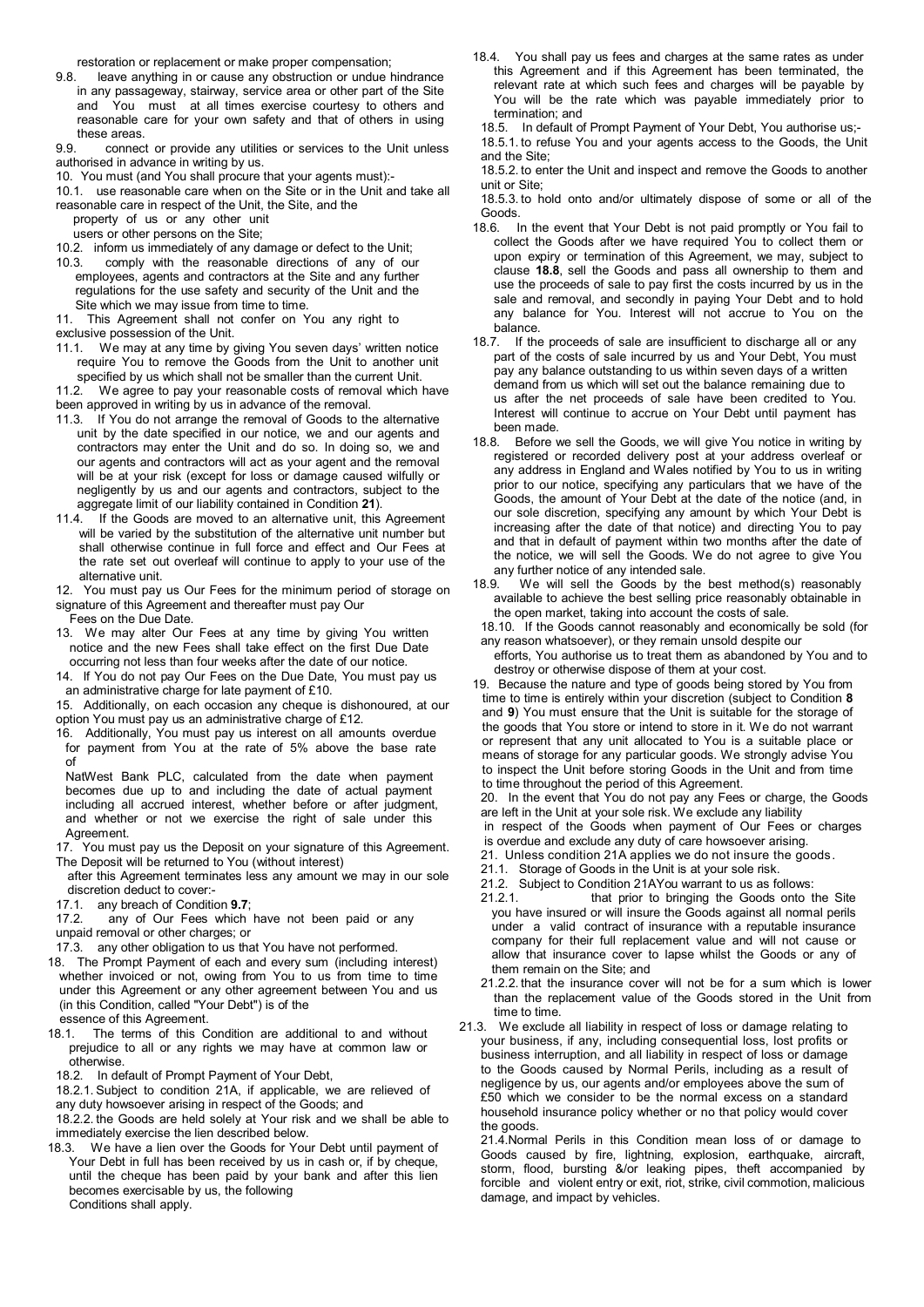restoration or replacement or make proper compensation;

9.8. leave anything in or cause any obstruction or undue hindrance in any passageway, stairway, service area or other part of the Site and You must at all times exercise courtesy to others and reasonable care for your own safety and that of others in using these areas.

9.9. connect or provide any utilities or services to the Unit unless authorised in advance in writing by us.

10. You must (and You shall procure that your agents must):-

10.1. use reasonable care when on the Site or in the Unit and take all reasonable care in respect of the Unit, the Site, and the property of us or any other unit users or other persons on the Site;

10.2. inform us immediately of any damage or defect to the Unit;

10.3. comply with the reasonable directions of any of our employees, agents and contractors at the Site and any further regulations for the use safety and security of the Unit and the Site which we may issue from time to time.

11. This Agreement shall not confer on You any right to exclusive possession of the Unit.

11.1. We may at any time by giving You seven days' written notice require You to remove the Goods from the Unit to another unit specified by us which shall not be smaller than the current Unit.

11.2. We agree to pay your reasonable costs of removal which have been approved in writing by us in advance of the removal.

11.3. If You do not arrange the removal of Goods to the alternative unit by the date specified in our notice, we and our agents and contractors may enter the Unit and do so. In doing so, we and our agents and contractors will act as your agent and the removal will be at your risk (except for loss or damage caused wilfully or negligently by us and our agents and contractors, subject to the aggregate limit of our liability contained in Condition **21**).

11.4. If the Goods are moved to an alternative unit, this Agreement will be varied by the substitution of the alternative unit number but shall otherwise continue in full force and effect and Our Fees at the rate set out overleaf will continue to apply to your use of the alternative unit.

12. You must pay us Our Fees for the minimum period of storage on signature of this Agreement and thereafter must pay Our Fees on the Due Date.

13. We may alter Our Fees at any time by giving You written notice and the new Fees shall take effect on the first Due Date occurring not less than four weeks after the date of our notice.

14. If You do not pay Our Fees on the Due Date, You must pay us an administrative charge for late payment of £10.

15. Additionally, on each occasion any cheque is dishonoured, at our option You must pay us an administrative charge of £12.

16. Additionally, You must pay us interest on all amounts overdue for payment from You at the rate of 5% above the base rate of NatWest Bank PLC, calculated from the date when payment becomes due up to and including the date of actual payment including all accrued interest, whether before or after judgment, and whether or not we exercise the right of sale under this Agreement.

17. You must pay us the Deposit on your signature of this Agreement. The Deposit will be returned to You (without interest) after this Agreement terminates less any amount we may in our sole discretion deduct to cover:-

17.1. any breach of Condition **9.7**;

17.2. any of Our Fees which have not been paid or any unpaid removal or other charges; or

17.3. any other obligation to us that You have not performed.

18. The Prompt Payment of each and every sum (including interest) whether invoiced or not, owing from You to us from time to time under this Agreement or any other agreement between You and us (in this Condition, called "Your Debt") is of the essence of this Agreement.

18.1. The terms of this Condition are additional to and without prejudice to all or any rights we may have at common law or otherwise.

18.2. In default of Prompt Payment of Your Debt,

18.2.1. Subject to condition 21A, if applicable, we are relieved of any duty howsoever arising in respect of the Goods; and

18.2.2. the Goods are held solely at Your risk and we shall be able to immediately exercise the lien described below.

18.3. We have a lien over the Goods for Your Debt until payment of Your Debt in full has been received by us in cash or, if by cheque, until the cheque has been paid by your bank and after this lien becomes exercisable by us, the following Conditions shall apply.

18.4. You shall pay us fees and charges at the same rates as under this Agreement and if this Agreement has been terminated, the relevant rate at which such fees and charges will be payable by You will be the rate which was payable immediately prior to termination; and

18.5. In default of Prompt Payment of Your Debt, You authorise us;-

18.5.1. to refuse You and your agents access to the Goods, the Unit and the Site;

18.5.2. to enter the Unit and inspect and remove the Goods to another unit or Site;

18.5.3. to hold onto and/or ultimately dispose of some or all of the Goods.

18.6. In the event that Your Debt is not paid promptly or You fail to collect the Goods after we have required You to collect them or upon expiry or termination of this Agreement, we may, subject to clause **18.8**, sell the Goods and pass all ownership to them and use the proceeds of sale to pay first the costs incurred by us in the sale and removal, and secondly in paying Your Debt and to hold any balance for You. Interest will not accrue to You on the balance.

18.7. If the proceeds of sale are insufficient to discharge all or any part of the costs of sale incurred by us and Your Debt, You must pay any balance outstanding to us within seven days of a written demand from us which will set out the balance remaining due to us after the net proceeds of sale have been credited to You. Interest will continue to accrue on Your Debt until payment has been made.

18.8. Before we sell the Goods, we will give You notice in writing by registered or recorded delivery post at your address overleaf or any address in England and Wales notified by You to us in writing prior to our notice, specifying any particulars that we have of the Goods, the amount of Your Debt at the date of the notice (and, in our sole discretion, specifying any amount by which Your Debt is increasing after the date of that notice) and directing You to pay and that in default of payment within two months after the date of the notice, we will sell the Goods. We do not agree to give You any further notice of any intended sale.

18.9. We will sell the Goods by the best method(s) reasonably available to achieve the best selling price reasonably obtainable in the open market, taking into account the costs of sale.

18.10. If the Goods cannot reasonably and economically be sold (for any reason whatsoever), or they remain unsold despite our efforts, You authorise us to treat them as abandoned by You and to destroy or otherwise dispose of them at your cost.

19. Because the nature and type of goods being stored by You from time to time is entirely within your discretion (subject to Condition **8** and **9**) You must ensure that the Unit is suitable for the storage of the goods that You store or intend to store in it. We do not warrant or represent that any unit allocated to You is a suitable place or means of storage for any particular goods. We strongly advise You to inspect the Unit before storing Goods in the Unit and from time to time throughout the period of this Agreement.

20. In the event that You do not pay any Fees or charge, the Goods are left in the Unit at your sole risk. We exclude any liability in respect of the Goods when payment of Our Fees or charges is overdue and exclude any duty of care howsoever arising.

21. Unless condition 21A applies we do not insure the goods.

21.1. Storage of Goods in the Unit is at your sole risk.

21.2. Subject to Condition 21AYou warrant to us as follows:

21.2.1. that prior to bringing the Goods onto the Site you have insured or will insure the Goods against all normal perils under a valid contract of insurance with a reputable insurance company for their full replacement value and will not cause or allow that insurance cover to lapse whilst the Goods or any of them remain on the Site; and

21.2.2. that the insurance cover will not be for a sum which is lower than the replacement value of the Goods stored in the Unit from time to time.

21.3. We exclude all liability in respect of loss or damage relating to your business, if any, including consequential loss, lost profits or business interruption, and all liability in respect of loss or damage to the Goods caused by Normal Perils, including as a result of negligence by us, our agents and/or employees above the sum of £50 which we consider to be the normal excess on a standard household insurance policy whether or no that policy would cover the goods.

21.4. Normal Perils in this Condition mean loss of or damage to Goods caused by fire, lightning, explosion, earthquake, aircraft, storm, flood, bursting &/or leaking pipes, theft accompanied by forcible and violent entry or exit, riot, strike, civil commotion, malicious damage, and impact by vehicles.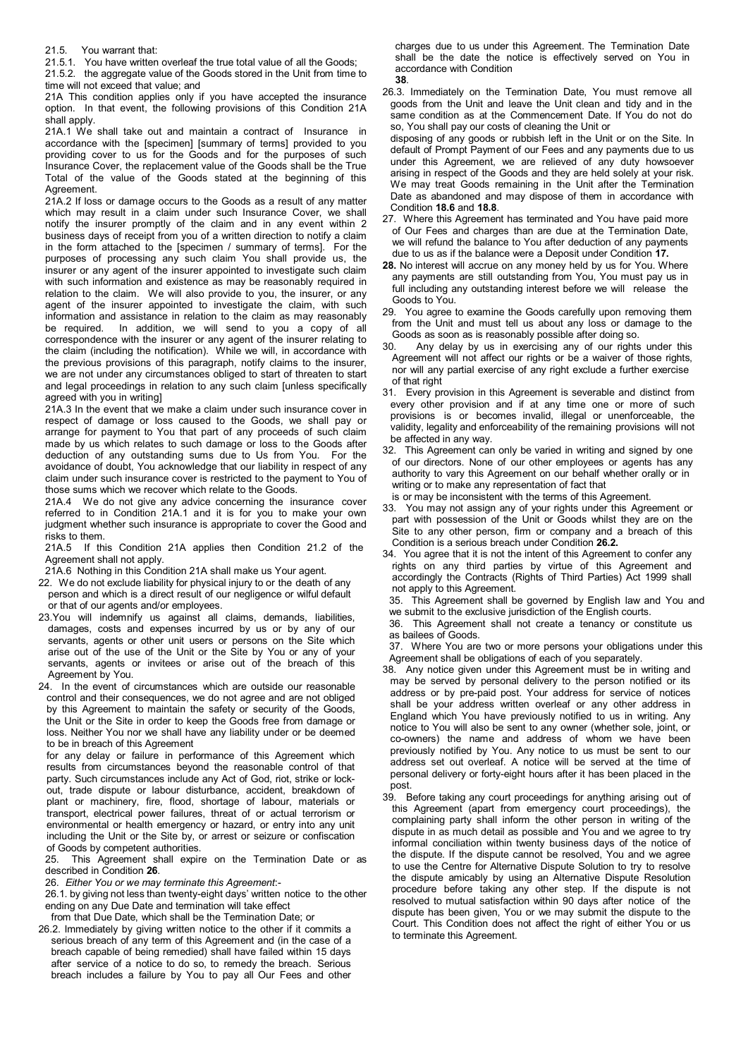21.5. You warrant that:

21.5.1. You have written overleaf the true total value of all the Goods;

21.5.2. the aggregate value of the Goods stored in the Unit from time to time will not exceed that value; and

21A This condition applies only if you have accepted the insurance option. In that event, the following provisions of this Condition 21A shall apply.

21A.1 We shall take out and maintain a contract of Insurance in accordance with the [specimen] [summary of terms] provided to you providing cover to us for the Goods and for the purposes of such Insurance Cover, the replacement value of the Goods shall be the True Total of the value of the Goods stated at the beginning of this Agreement.

21A.2 If loss or damage occurs to the Goods as a result of any matter which may result in a claim under such Insurance Cover, we shall notify the insurer promptly of the claim and in any event within 2 business days of receipt from you of a written direction to notify a claim in the form attached to the [specimen / summary of terms]. For the purposes of processing any such claim You shall provide us, the insurer or any agent of the insurer appointed to investigate such claim with such information and existence as may be reasonably required in relation to the claim. We will also provide to you, the insurer, or any agent of the insurer appointed to investigate the claim, with such information and assistance in relation to the claim as may reasonably be required. In addition, we will send to you a copy of all correspondence with the insurer or any agent of the insurer relating to the claim (including the notification). While we will, in accordance with the previous provisions of this paragraph, notify claims to the insurer, we are not under any circumstances obliged to start of threaten to start and legal proceedings in relation to any such claim [unless specifically agreed with you in writing]

21A.3 In the event that we make a claim under such insurance cover in respect of damage or loss caused to the Goods, we shall pay or arrange for payment to You that part of any proceeds of such claim made by us which relates to such damage or loss to the Goods after deduction of any outstanding sums due to Us from You. For the avoidance of doubt, You acknowledge that our liability in respect of any claim under such insurance cover is restricted to the payment to You of those sums which we recover which relate to the Goods.

21A.4 We do not give any advice concerning the insurance cover referred to in Condition 21A.1 and it is for you to make your own judgment whether such insurance is appropriate to cover the Good and risks to them.

21A.5 If this Condition 21A applies then Condition 21.2 of the Agreement shall not apply.

21A.6 Nothing in this Condition 21A shall make us Your agent.

22. We do not exclude liability for physical injury to or the death of any person and which is a direct result of our negligence or wilful default or that of our agents and/or employees.

23. You will indemnify us against all claims, demands, liabilities, damages, costs and expenses incurred by us or by any of our servants, agents or other unit users or persons on the Site which arise out of the use of the Unit or the Site by You or any of your servants, agents or invitees or arise out of the breach of this Agreement by You.

24. In the event of circumstances which are outside our reasonable control and their consequences, we do not agree and are not obliged by this Agreement to maintain the safety or security of the Goods, the Unit or the Site in order to keep the Goods free from damage or loss. Neither You nor we shall have any liability under or be deemed to be in breach of this Agreement

for any delay or failure in performance of this Agreement which results from circumstances beyond the reasonable control of that party. Such circumstances include any Act of God, riot, strike or lock-out, trade dispute or labour disturbance, accident, breakdown of plant or machinery, fire, flood, shortage of labour, materials or transport, electrical power failures, threat of or actual terrorism or environmental or health emergency or hazard, or entry into any unit including the Unit or the Site by, or arrest or seizure or confiscation of Goods by competent authorities.

25. This Agreement shall expire on the Termination Date or as described in Condition 26.

26. *Either You or we may terminate this Agreement:-*

26.1. by giving not less than twenty-eight days' written notice to the other ending on any Due Date and termination will take effect from that Due Date, which shall be the Termination Date; or

26.2. Immediately by giving written notice to the other if it commits a serious breach of any term of this Agreement and (in the case of a breach capable of being remedied) shall have failed within 15 days after service of a notice to do so, to remedy the breach. Serious breach includes a failure by You to pay all Our Fees and other charges due to us under this Agreement. The Termination Date shall be the date the notice is effectively served on You in accordance with Condition **38**.

26.3. Immediately on the Termination Date, You must remove all goods from the Unit and leave the Unit clean and tidy and in the same condition as at the Commencement Date. If You do not do so, You shall pay our costs of cleaning the Unit or disposing of any goods or rubbish left in the Unit or on the Site. In default of Prompt Payment of our Fees and any payments due to us under this Agreement, we are relieved of any duty howsoever arising in respect of the Goods and they are held solely at your risk. We may treat Goods remaining in the Unit after the Termination Date as abandoned and may dispose of them in accordance with Condition **18.6** and **18.8**.

27. Where this Agreement has terminated and You have paid more of Our Fees and charges than are due at the Termination Date, we will refund the balance to You after deduction of any payments due to us as if the balance were a Deposit under Condition **17.**

**28.** No interest will accrue on any money held by us for You. Where any payments are still outstanding from You, You must pay us in full including any outstanding interest before we will release the Goods to You.

29. You agree to examine the Goods carefully upon removing them from the Unit and must tell us about any loss or damage to the Goods as soon as is reasonably possible after doing so.

30. Any delay by us in exercising any of our rights under this Agreement will not affect our rights or be a waiver of those rights, nor will any partial exercise of any right exclude a further exercise of that right

31. Every provision in this Agreement is severable and distinct from every other provision and if at any time one or more of such provisions is or becomes invalid, illegal or unenforceable, the validity, legality and enforceability of the remaining provisions will not be affected in any way.

32. This Agreement can only be varied in writing and signed by one of our directors. None of our other employees or agents has any authority to vary this Agreement on our behalf whether orally or in writing or to make any representation of fact that is or may be inconsistent with the terms of this Agreement.

33. You may not assign any of your rights under this Agreement or part with possession of the Unit or Goods whilst they are on the Site to any other person, firm or company and a breach of this Condition is a serious breach under Condition **26.2.**

34. You agree that it is not the intent of this Agreement to confer any rights on any third parties by virtue of this Agreement and accordingly the Contracts (Rights of Third Parties) Act 1999 shall not apply to this Agreement.

35. This Agreement shall be governed by English law and You and we submit to the exclusive jurisdiction of the English courts.

36. This Agreement shall not create a tenancy or constitute us as bailees of Goods.

37. Where You are two or more persons your obligations under this Agreement shall be obligations of each of you separately.

38. Any notice given under this Agreement must be in writing and may be served by personal delivery to the person notified or its address or by pre-paid post. Your address for service of notices shall be your address written overleaf or any other address in England which You have previously notified to us in writing. Any notice to You will also be sent to any owner (whether sole, joint, or co-owners) the name and address of whom we have been previously notified by You. Any notice to us must be sent to our address set out overleaf. A notice will be served at the time of personal delivery or forty-eight hours after it has been placed in the post.

39. Before taking any court proceedings for anything arising out of this Agreement (apart from emergency court proceedings), the complaining party shall inform the other person in writing of the dispute in as much detail as possible and You and we agree to try informal conciliation within twenty business days of the notice of the dispute. If the dispute cannot be resolved, You and we agree to use the Centre for Alternative Dispute Solution to try to resolve the dispute amicably by using an Alternative Dispute Resolution procedure before taking any other step. If the dispute is not resolved to mutual satisfaction within 90 days after notice of the dispute has been given, You or we may submit the dispute to the Court. This Condition does not affect the right of either You or us to terminate this Agreement.